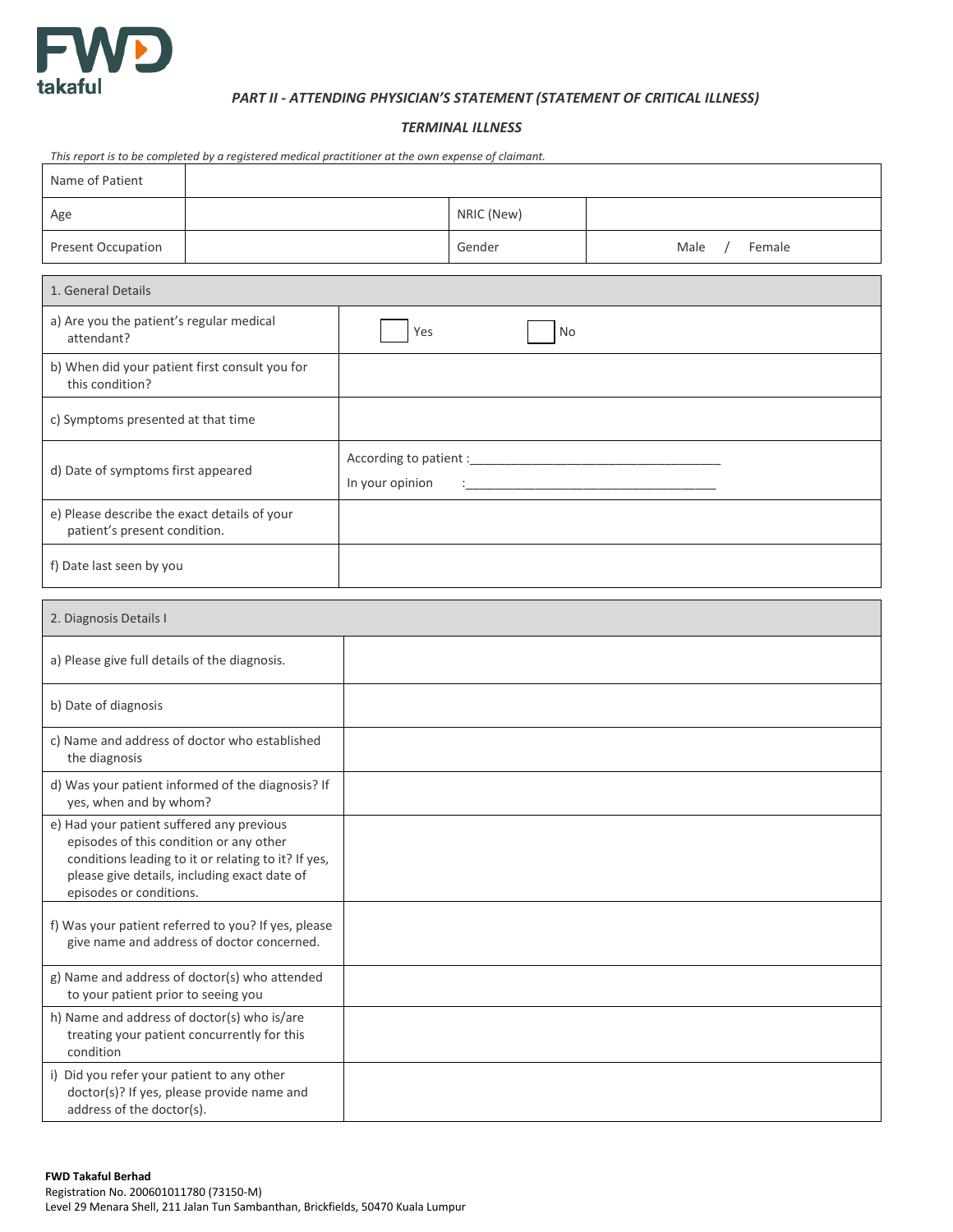FWD takaful

## *PART II - ATTENDING PHYSICIAN'S STATEMENT (STATEMENT OF CRITICAL ILLNESS)*

### *TERMINAL ILLNESS*

*This report is to be completed by a registered medical practitioner at the own expense of claimant.*

| Name of Patient | | | |
|---|---|---|---|
| Age | | NRIC (New) | |
| Present Occupation | | Gender | Male / Female |

| 1. General Details | |
|---|---|
| a) Are you the patient's regular medical attendant? | ☐ Yes ☐ No |
| b) When did your patient first consult you for this condition? | |
| c) Symptoms presented at that time | |
| d) Date of symptoms first appeared | According to patient :\_\_\_\_\_\_\_\_\_\_\_\_\_\_\_\_\_\_\_\_\_\_\_\_\_\_\_\_\_\_\_\_\_\_\_\_ <br> In your opinion :\_\_\_\_\_\_\_\_\_\_\_\_\_\_\_\_\_\_\_\_\_\_\_\_\_\_\_\_\_\_\_\_\_\_\_\_ |
| e) Please describe the exact details of your patient's present condition. | |
| f) Date last seen by you | |

| 2. Diagnosis Details I | |
|---|---|
| a) Please give full details of the diagnosis. | |
| b) Date of diagnosis | |
| c) Name and address of doctor who established the diagnosis | |
| d) Was your patient informed of the diagnosis? If yes, when and by whom? | |
| e) Had your patient suffered any previous episodes of this condition or any other conditions leading to it or relating to it? If yes, please give details, including exact date of episodes or conditions. | |
| f) Was your patient referred to you? If yes, please give name and address of doctor concerned. | |
| g) Name and address of doctor(s) who attended to your patient prior to seeing you | |
| h) Name and address of doctor(s) who is/are treating your patient concurrently for this condition | |
| i) Did you refer your patient to any other doctor(s)? If yes, please provide name and address of the doctor(s). | |

**FWD Takaful Berhad**
Registration No. 200601011780 (73150-M)
Level 29 Menara Shell, 211 Jalan Tun Sambanthan, Brickfields, 50470 Kuala Lumpur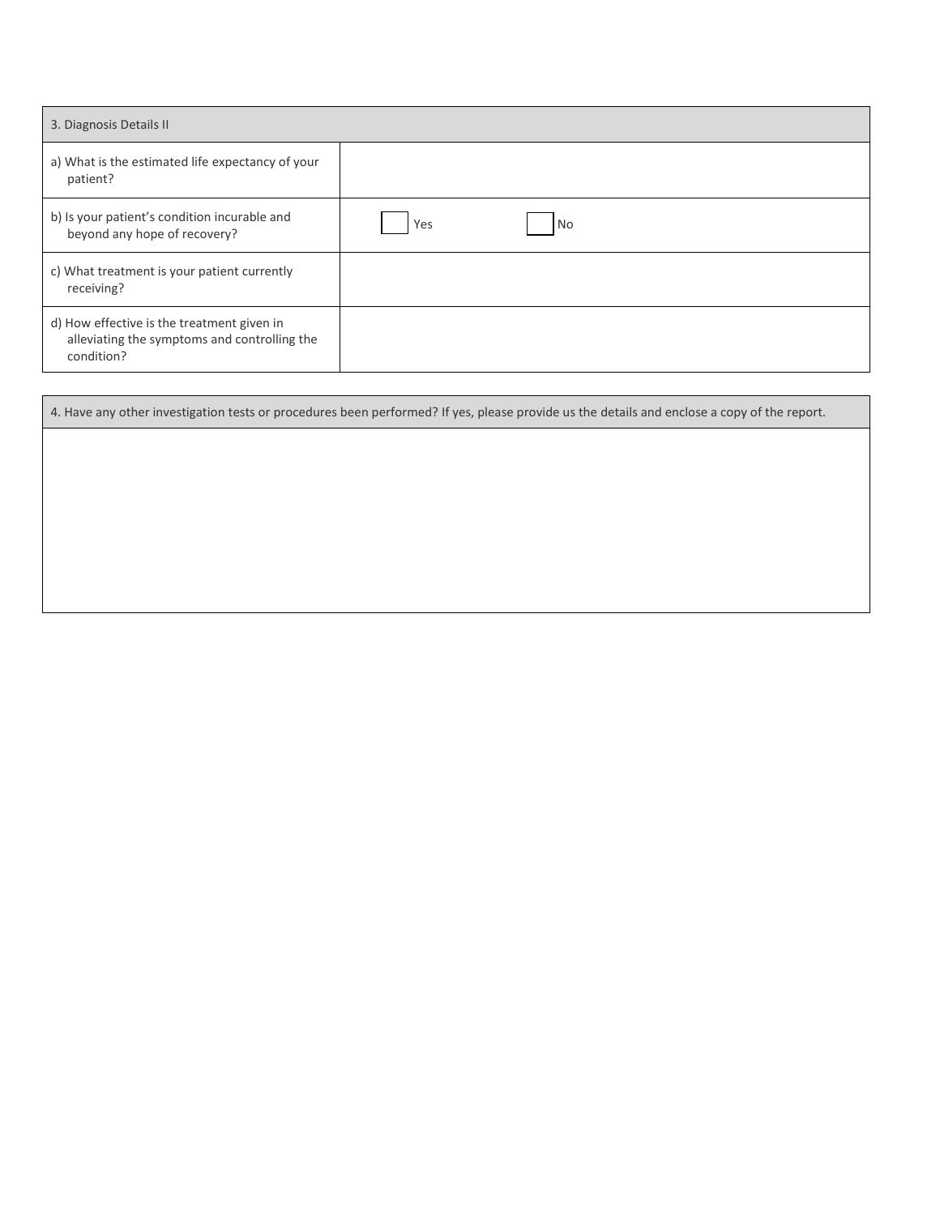| 3. Diagnosis Details II | |
|---|---|
| a) What is the estimated life expectancy of your patient? | |
| b) Is your patient's condition incurable and beyond any hope of recovery? | ☐ Yes ☐ No |
| c) What treatment is your patient currently receiving? | |
| d) How effective is the treatment given in alleviating the symptoms and controlling the condition? | |

| 4. Have any other investigation tests or procedures been performed? If yes, please provide us the details and enclose a copy of the report. |
|---|
| |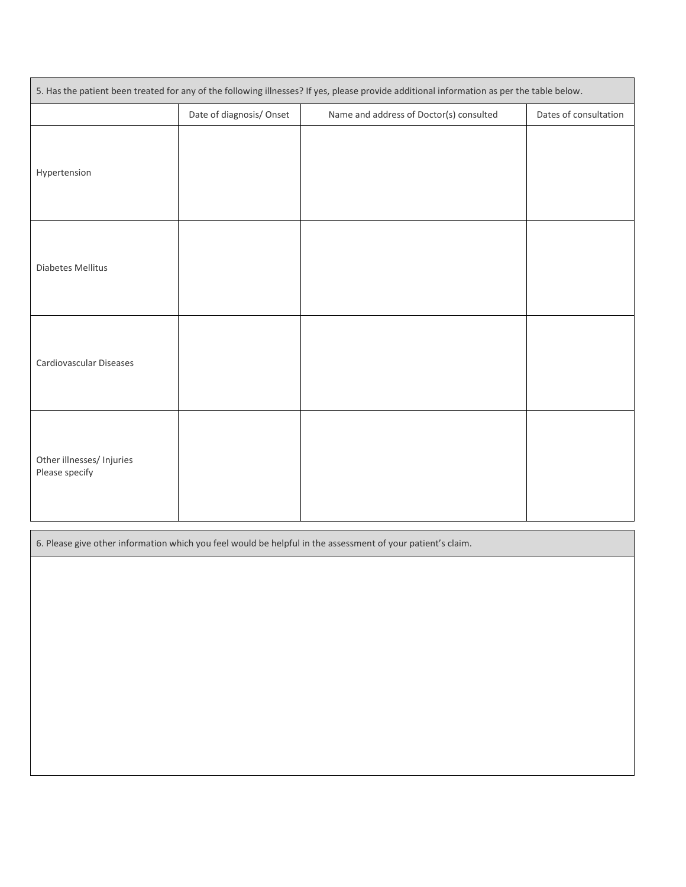5. Has the patient been treated for any of the following illnesses? If yes, please provide additional information as per the table below.

| | Date of diagnosis/ Onset | Name and address of Doctor(s) consulted | Dates of consultation |
|---|---|---|---|
| Hypertension | | | |
| Diabetes Mellitus | | | |
| Cardiovascular Diseases | | | |
| Other illnesses/ Injuries Please specify | | | |

6. Please give other information which you feel would be helpful in the assessment of your patient's claim.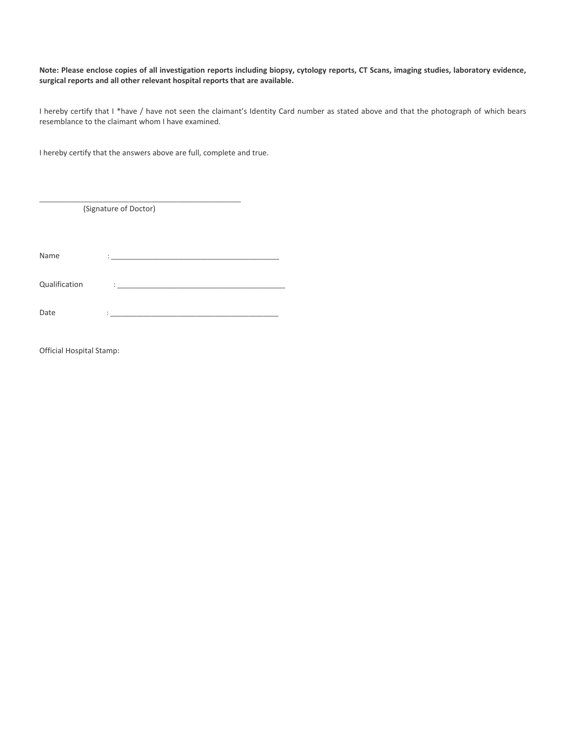**Note: Please enclose copies of all investigation reports including biopsy, cytology reports, CT Scans, imaging studies, laboratory evidence, surgical reports and all other relevant hospital reports that are available.**

I hereby certify that I *have / have not seen the claimant's Identity Card number as stated above and that the photograph of which bears resemblance to the claimant whom I have examined.

I hereby certify that the answers above are full, complete and true.

_______________________________________________

(Signature of Doctor)

Name : _______________________________________

Qualification : _______________________________________

Date : _______________________________________

Official Hospital Stamp: